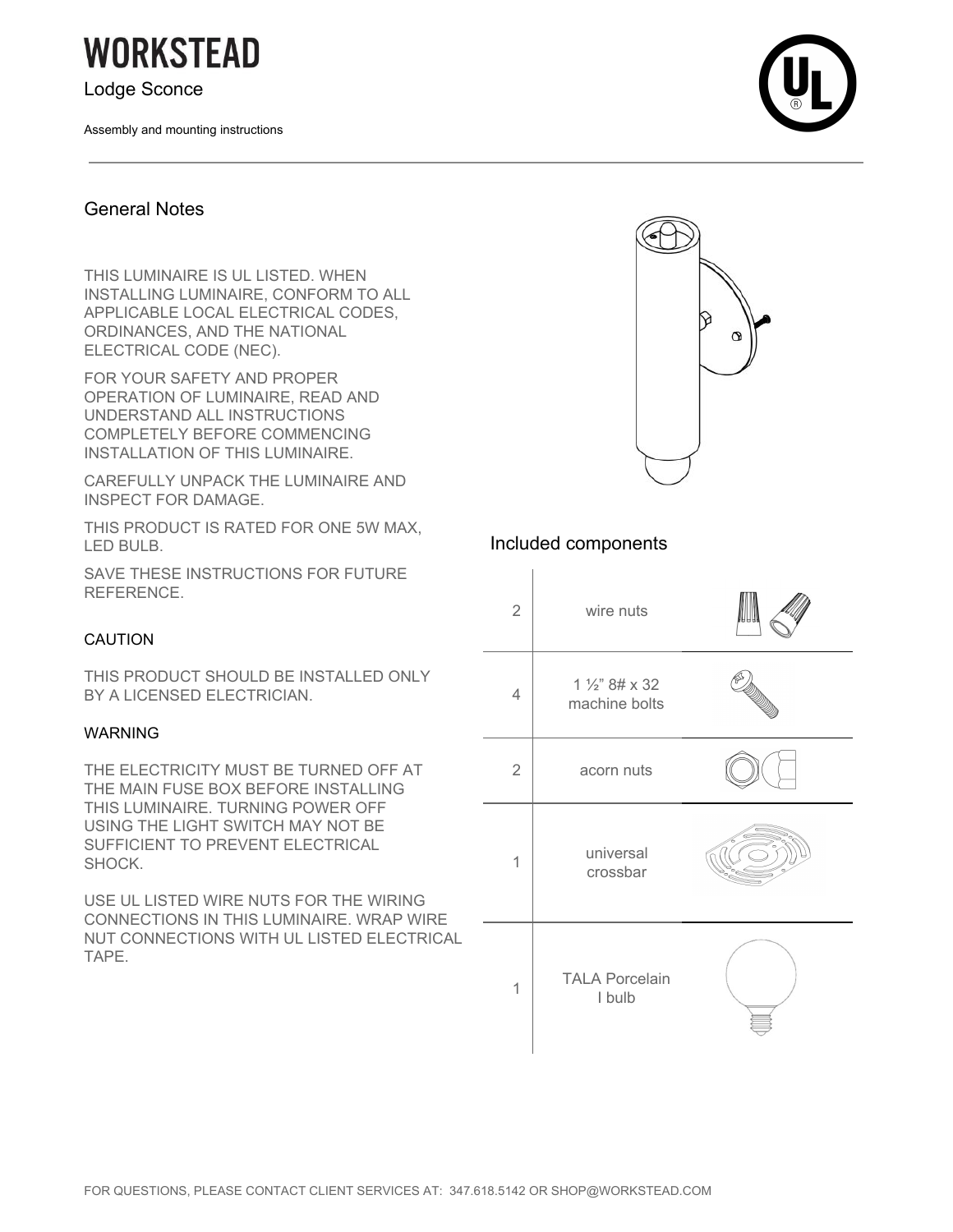# WORKSTEAD

Lodge Sconce

Assembly and mounting instructions

## General Notes

THIS LUMINAIRE IS UL LISTED. WHEN INSTALLING LUMINAIRE, CONFORM TO ALL APPLICABLE LOCAL ELECTRICAL CODES, ORDINANCES, AND THE NATIONAL ELECTRICAL CODE (NEC).

FOR YOUR SAFETY AND PROPER OPERATION OF LUMINAIRE, READ AND UNDERSTAND ALL INSTRUCTIONS COMPLETELY BEFORE COMMENCING INSTALLATION OF THIS LUMINAIRE.

CAREFULLY UNPACK THE LUMINAIRE AND INSPECT FOR DAMAGE.

THIS PRODUCT IS RATED FOR ONE 5W MAX, LED BULB.

SAVE THESE INSTRUCTIONS FOR FUTURE REFERENCE.

### CAUTION

THIS PRODUCT SHOULD BE INSTALLED ONLY BY A LICENSED ELECTRICIAN.

### WARNING

THE ELECTRICITY MUST BE TURNED OFF AT THE MAIN FUSE BOX BEFORE INSTALLING THIS LUMINAIRE. TURNING POWER OFF USING THE LIGHT SWITCH MAY NOT BE SUFFICIENT TO PREVENT ELECTRICAL SHOCK.

USE UL LISTED WIRE NUTS FOR THE WIRING CONNECTIONS IN THIS LUMINAIRE. WRAP WIRE NUT CONNECTIONS WITH UL LISTED ELECTRICAL TAPE.

## Included components

| Qty | Component |
| --- | --- |
| 2 | wire nuts |
| 4 | 1 ½" 8# x 32 machine bolts |
| 2 | acorn nuts |
| 1 | universal crossbar |
| 1 | TALA Porcelain I bulb |

FOR QUESTIONS, PLEASE CONTACT CLIENT SERVICES AT: 347.618.5142 OR SHOP@WORKSTEAD.COM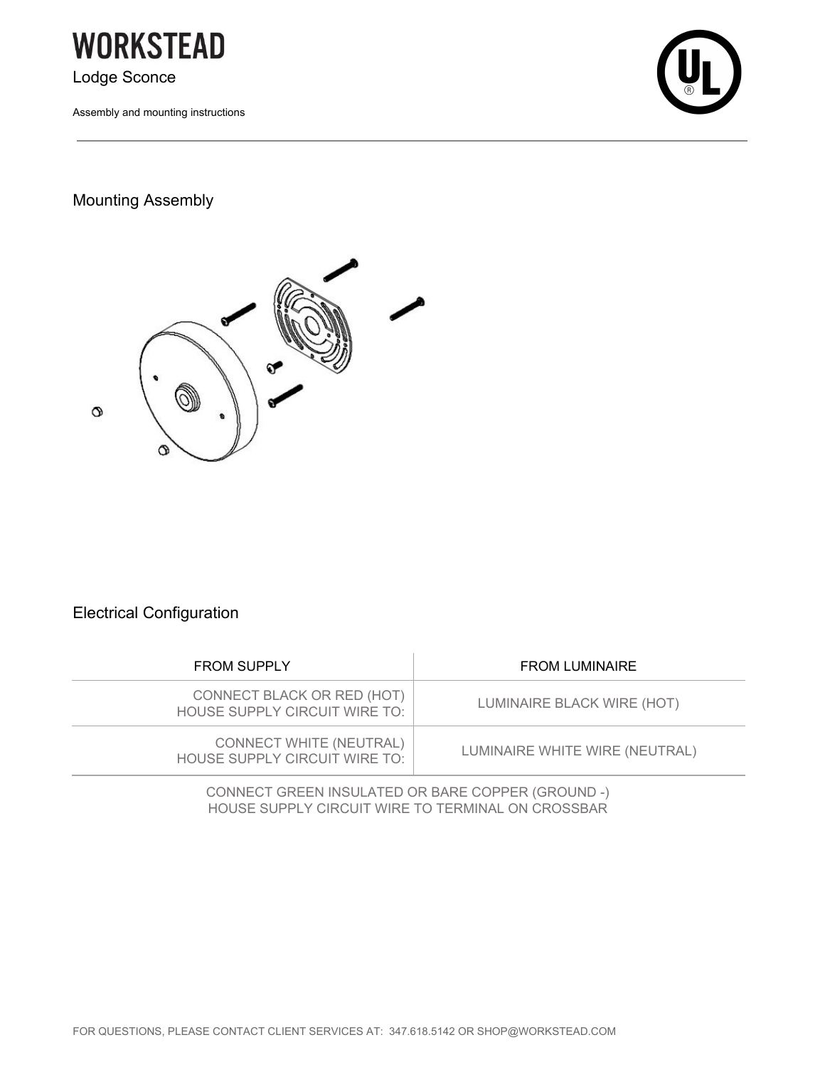# WORKSTEAD

Lodge Sconce

Assembly and mounting instructions

## Mounting Assembly

## Electrical Configuration

| FROM SUPPLY | FROM LUMINAIRE |
| --- | --- |
| CONNECT BLACK OR RED (HOT) HOUSE SUPPLY CIRCUIT WIRE TO: | LUMINAIRE BLACK WIRE (HOT) |
| CONNECT WHITE (NEUTRAL) HOUSE SUPPLY CIRCUIT WIRE TO: | LUMINAIRE WHITE WIRE (NEUTRAL) |

CONNECT GREEN INSULATED OR BARE COPPER (GROUND -) HOUSE SUPPLY CIRCUIT WIRE TO TERMINAL ON CROSSBAR

FOR QUESTIONS, PLEASE CONTACT CLIENT SERVICES AT: 347.618.5142 OR SHOP@WORKSTEAD.COM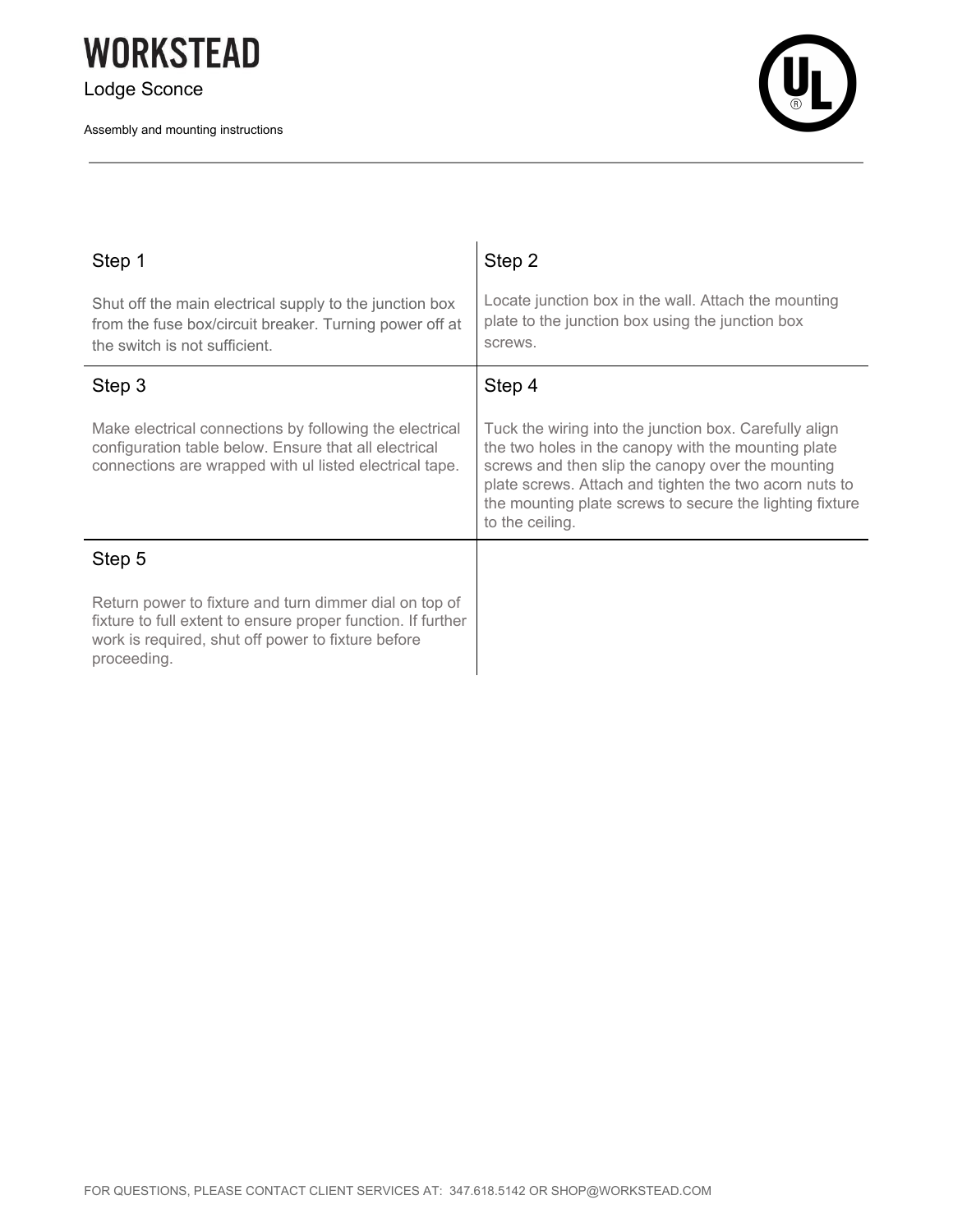# WORKSTEAD

Lodge Sconce

Assembly and mounting instructions

| | |
|---|---|
| Step 1<br><br>Shut off the main electrical supply to the junction box from the fuse box/circuit breaker. Turning power off at the switch is not sufficient. | Step 2<br><br>Locate junction box in the wall. Attach the mounting plate to the junction box using the junction box screws. |
| Step 3<br><br>Make electrical connections by following the electrical configuration table below. Ensure that all electrical connections are wrapped with ul listed electrical tape. | Step 4<br><br>Tuck the wiring into the junction box. Carefully align the two holes in the canopy with the mounting plate screws and then slip the canopy over the mounting plate screws. Attach and tighten the two acorn nuts to the mounting plate screws to secure the lighting fixture to the ceiling. |
| Step 5<br><br>Return power to fixture and turn dimmer dial on top of fixture to full extent to ensure proper function. If further work is required, shut off power to fixture before proceeding. | |

FOR QUESTIONS, PLEASE CONTACT CLIENT SERVICES AT: 347.618.5142 OR SHOP@WORKSTEAD.COM